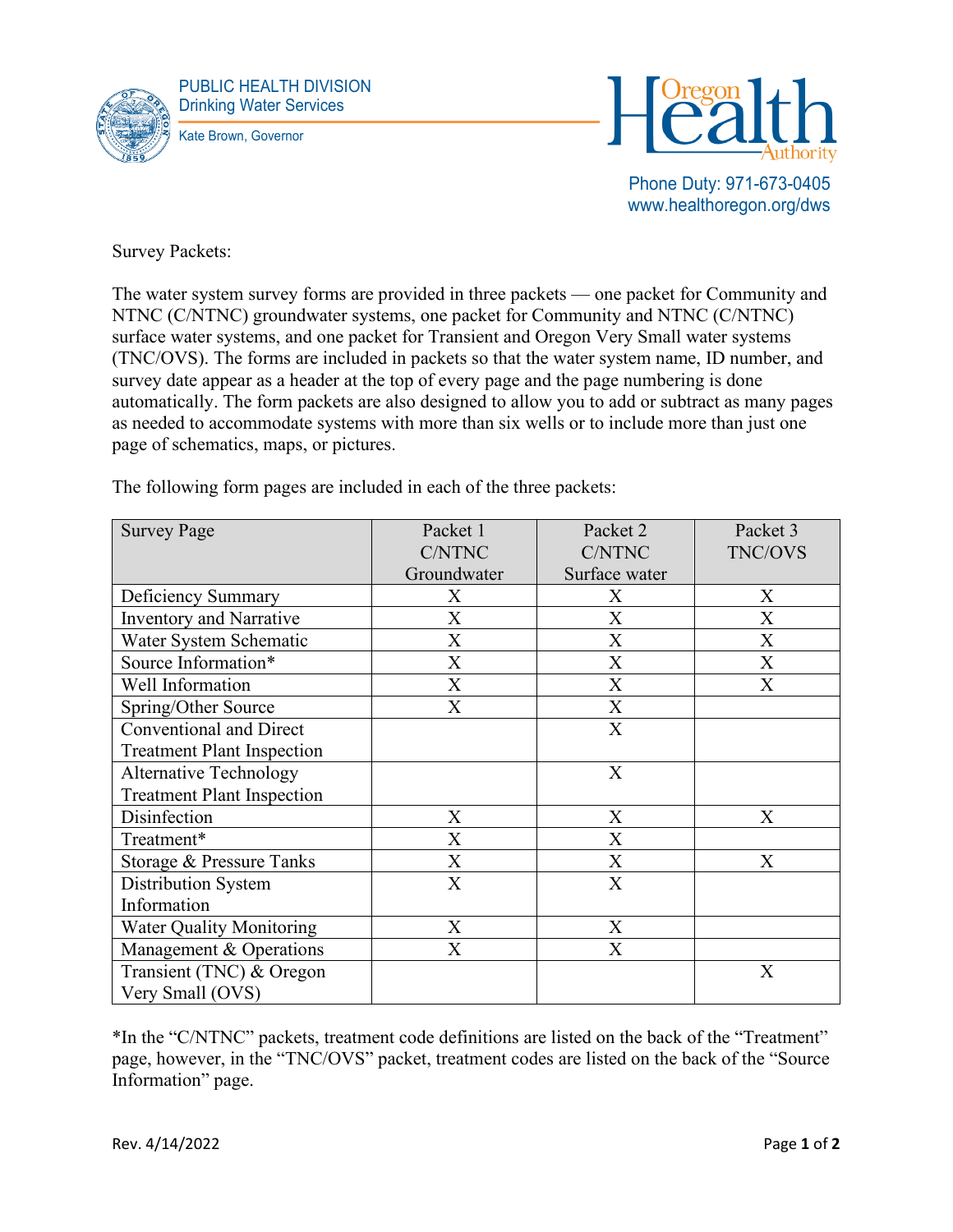PUBLIC HEALTH DIVISION
Drinking Water Services
Kate Brown, Governor

Oregon Health Authority

Phone Duty: 971-673-0405
www.healthoregon.org/dws

Survey Packets:

The water system survey forms are provided in three packets — one packet for Community and NTNC (C/NTNC) groundwater systems, one packet for Community and NTNC (C/NTNC) surface water systems, and one packet for Transient and Oregon Very Small water systems (TNC/OVS). The forms are included in packets so that the water system name, ID number, and survey date appear as a header at the top of every page and the page numbering is done automatically. The form packets are also designed to allow you to add or subtract as many pages as needed to accommodate systems with more than six wells or to include more than just one page of schematics, maps, or pictures.

The following form pages are included in each of the three packets:

| Survey Page | Packet 1 C/NTNC Groundwater | Packet 2 C/NTNC Surface water | Packet 3 TNC/OVS |
|---|---|---|---|
| Deficiency Summary | X | X | X |
| Inventory and Narrative | X | X | X |
| Water System Schematic | X | X | X |
| Source Information* | X | X | X |
| Well Information | X | X | X |
| Spring/Other Source | X | X | |
| Conventional and Direct Treatment Plant Inspection | | X | |
| Alternative Technology Treatment Plant Inspection | | X | |
| Disinfection | X | X | X |
| Treatment* | X | X | |
| Storage & Pressure Tanks | X | X | X |
| Distribution System Information | X | X | |
| Water Quality Monitoring | X | X | |
| Management & Operations | X | X | |
| Transient (TNC) & Oregon Very Small (OVS) | | | X |

*In the "C/NTNC" packets, treatment code definitions are listed on the back of the "Treatment" page, however, in the "TNC/OVS" packet, treatment codes are listed on the back of the "Source Information" page.

Rev. 4/14/2022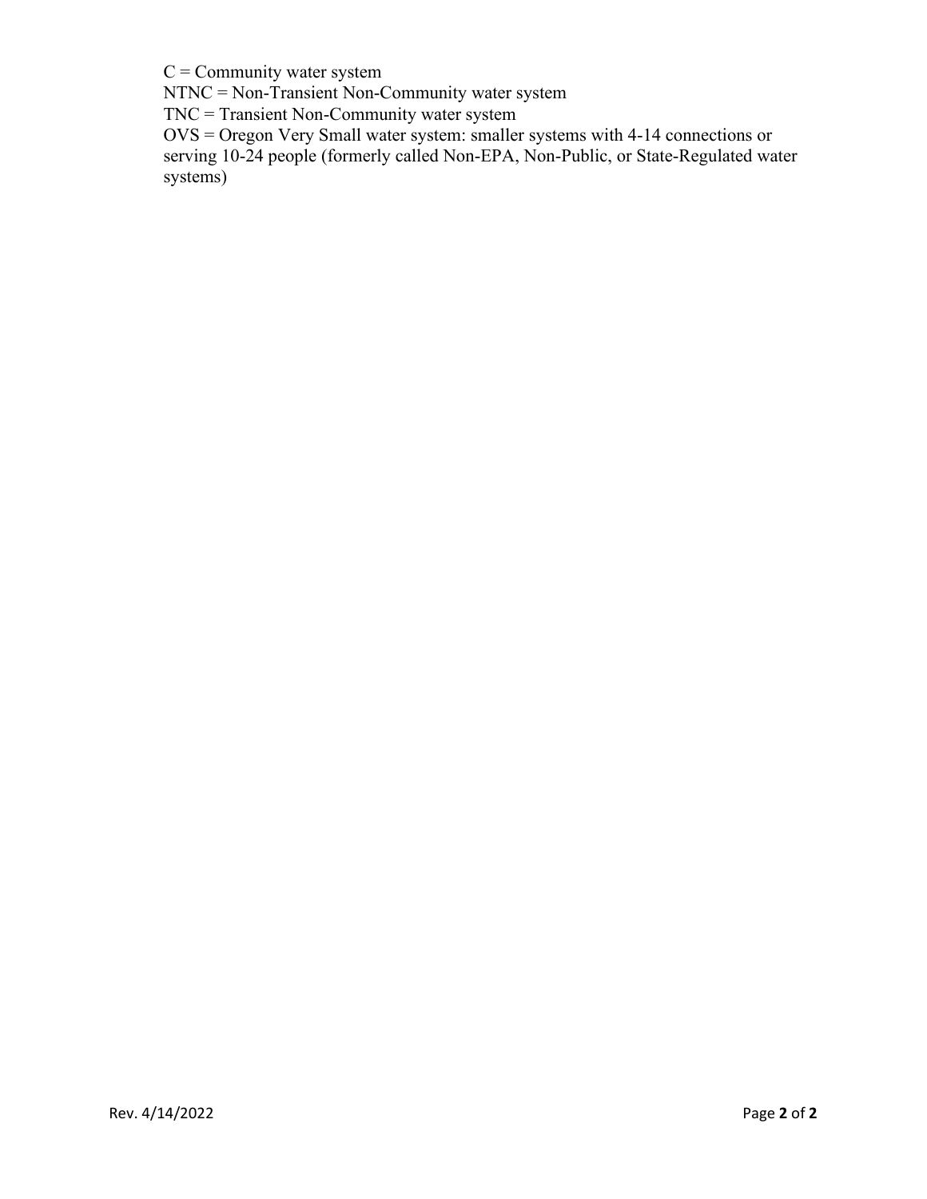C = Community water system
NTNC = Non-Transient Non-Community water system
TNC = Transient Non-Community water system
OVS = Oregon Very Small water system: smaller systems with 4-14 connections or serving 10-24 people (formerly called Non-EPA, Non-Public, or State-Regulated water systems)